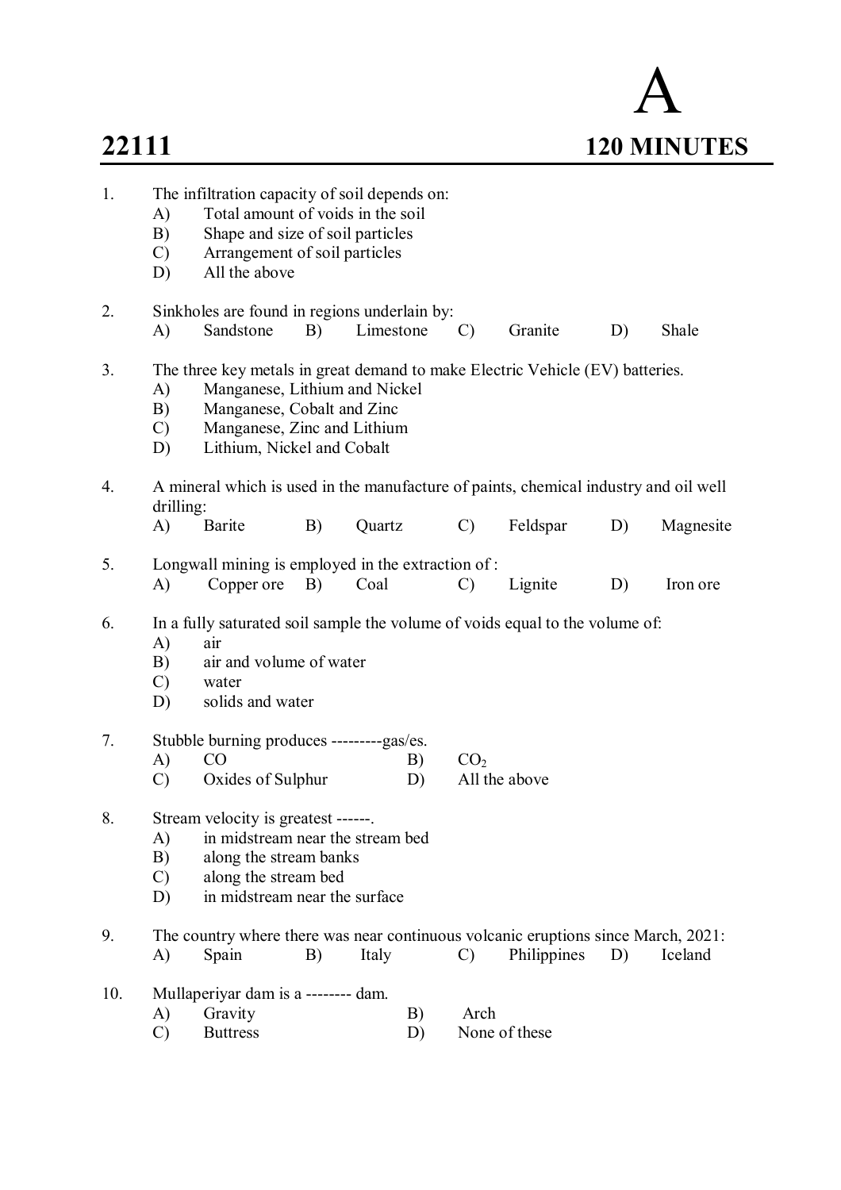# A

## 22111 — 120 MINUTES

1. The infiltration capacity of soil depends on:
   A) Total amount of voids in the soil
   B) Shape and size of soil particles
   C) Arrangement of soil particles
   D) All the above

2. Sinkholes are found in regions underlain by:
   A) Sandstone B) Limestone C) Granite D) Shale

3. The three key metals in great demand to make Electric Vehicle (EV) batteries.
   A) Manganese, Lithium and Nickel
   B) Manganese, Cobalt and Zinc
   C) Manganese, Zinc and Lithium
   D) Lithium, Nickel and Cobalt

4. A mineral which is used in the manufacture of paints, chemical industry and oil well drilling:
   A) Barite B) Quartz C) Feldspar D) Magnesite

5. Longwall mining is employed in the extraction of :
   A) Copper ore B) Coal C) Lignite D) Iron ore

6. In a fully saturated soil sample the volume of voids equal to the volume of:
   A) air
   B) air and volume of water
   C) water
   D) solids and water

7. Stubble burning produces ---------gas/es.
   A) CO B) $CO_2$
   C) Oxides of Sulphur D) All the above

8. Stream velocity is greatest ------.
   A) in midstream near the stream bed
   B) along the stream banks
   C) along the stream bed
   D) in midstream near the surface

9. The country where there was near continuous volcanic eruptions since March, 2021:
   A) Spain B) Italy C) Philippines D) Iceland

10. Mullaperiyar dam is a -------- dam.
    A) Gravity B) Arch
    C) Buttress D) None of these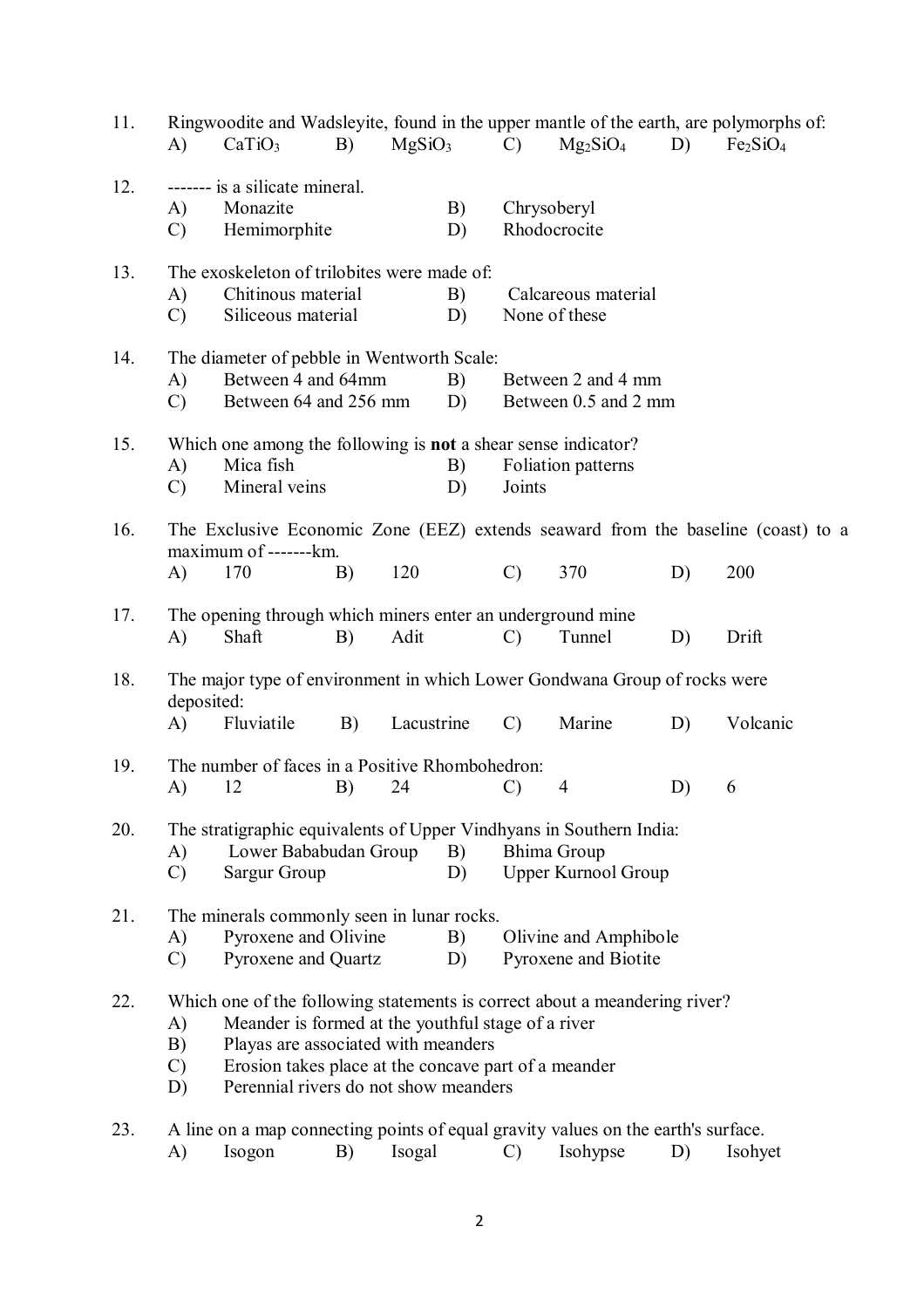11. Ringwoodite and Wadsleyite, found in the upper mantle of the earth, are polymorphs of:
    A) $CaTiO_3$ B) $MgSiO_3$ C) $Mg_2SiO_4$ D) $Fe_2SiO_4$

12. ------- is a silicate mineral.
    A) Monazite B) Chrysoberyl
    C) Hemimorphite D) Rhodocrocite

13. The exoskeleton of trilobites were made of:
    A) Chitinous material B) Calcareous material
    C) Siliceous material D) None of these

14. The diameter of pebble in Wentworth Scale:
    A) Between 4 and 64mm B) Between 2 and 4 mm
    C) Between 64 and 256 mm D) Between 0.5 and 2 mm

15. Which one among the following is **not** a shear sense indicator?
    A) Mica fish B) Foliation patterns
    C) Mineral veins D) Joints

16. The Exclusive Economic Zone (EEZ) extends seaward from the baseline (coast) to a maximum of -------km.
    A) 170 B) 120 C) 370 D) 200

17. The opening through which miners enter an underground mine
    A) Shaft B) Adit C) Tunnel D) Drift

18. The major type of environment in which Lower Gondwana Group of rocks were deposited:
    A) Fluviatile B) Lacustrine C) Marine D) Volcanic

19. The number of faces in a Positive Rhombohedron:
    A) 12 B) 24 C) 4 D) 6

20. The stratigraphic equivalents of Upper Vindhyans in Southern India:
    A) Lower Bababudan Group B) Bhima Group
    C) Sargur Group D) Upper Kurnool Group

21. The minerals commonly seen in lunar rocks.
    A) Pyroxene and Olivine B) Olivine and Amphibole
    C) Pyroxene and Quartz D) Pyroxene and Biotite

22. Which one of the following statements is correct about a meandering river?
    A) Meander is formed at the youthful stage of a river
    B) Playas are associated with meanders
    C) Erosion takes place at the concave part of a meander
    D) Perennial rivers do not show meanders

23. A line on a map connecting points of equal gravity values on the earth's surface.
    A) Isogon B) Isogal C) Isohypse D) Isohyet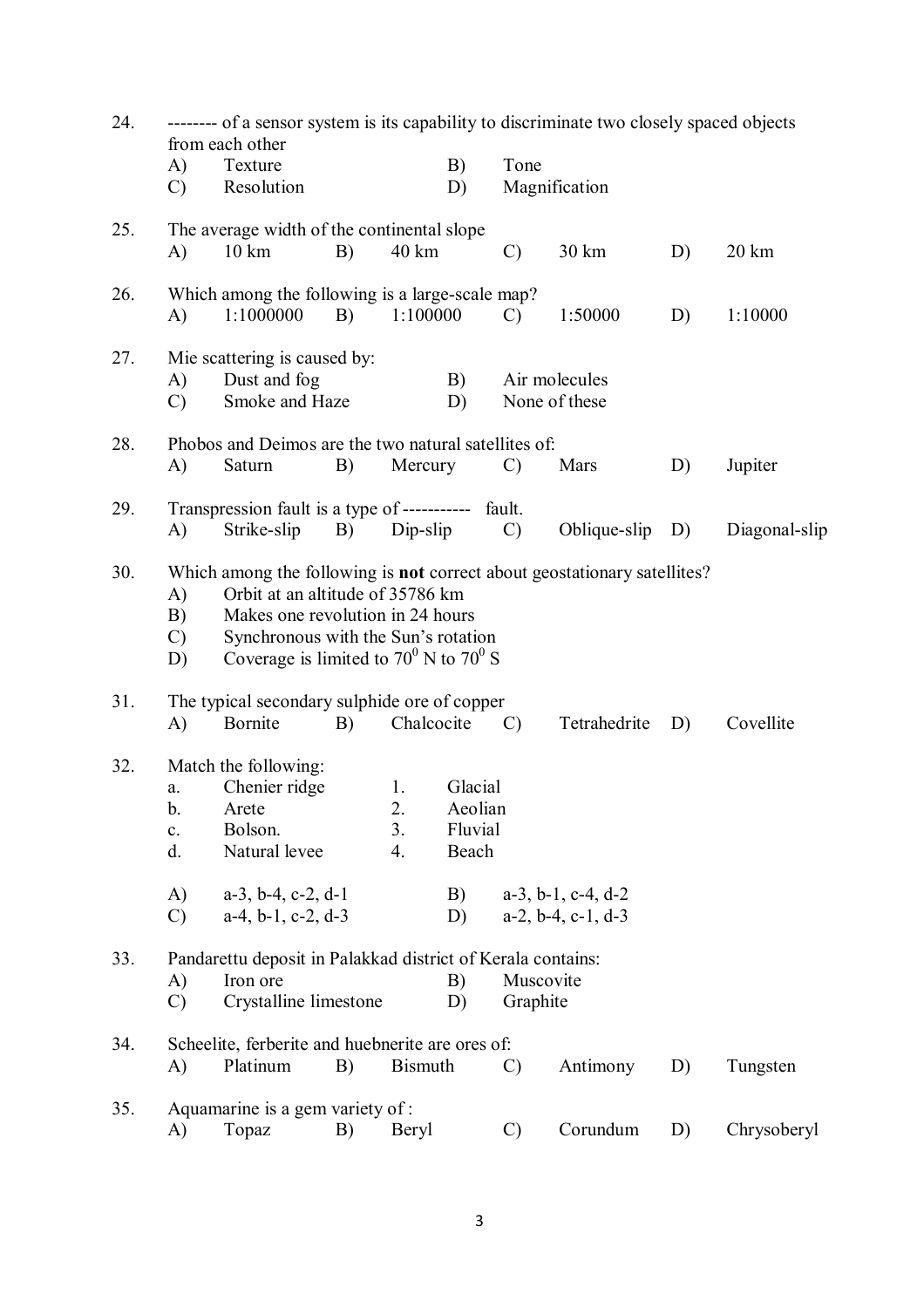24. -------- of a sensor system is its capability to discriminate two closely spaced objects from each other

    A) Texture B) Tone
    C) Resolution D) Magnification

25. The average width of the continental slope

    A) 10 km B) 40 km C) 30 km D) 20 km

26. Which among the following is a large-scale map?

    A) 1:1000000 B) 1:100000 C) 1:50000 D) 1:10000

27. Mie scattering is caused by:

    A) Dust and fog B) Air molecules
    C) Smoke and Haze D) None of these

28. Phobos and Deimos are the two natural satellites of:

    A) Saturn B) Mercury C) Mars D) Jupiter

29. Transpression fault is a type of ----------- fault.

    A) Strike-slip B) Dip-slip C) Oblique-slip D) Diagonal-slip

30. Which among the following is **not** correct about geostationary satellites?

    A) Orbit at an altitude of 35786 km
    B) Makes one revolution in 24 hours
    C) Synchronous with the Sun's rotation
    D) Coverage is limited to $70^0$ N to $70^0$ S

31. The typical secondary sulphide ore of copper

    A) Bornite B) Chalcocite C) Tetrahedrite D) Covellite

32. Match the following:

    a. Chenier ridge 1. Glacial
    b. Arete 2. Aeolian
    c. Bolson. 3. Fluvial
    d. Natural levee 4. Beach

    A) a-3, b-4, c-2, d-1 B) a-3, b-1, c-4, d-2
    C) a-4, b-1, c-2, d-3 D) a-2, b-4, c-1, d-3

33. Pandarettu deposit in Palakkad district of Kerala contains:

    A) Iron ore B) Muscovite
    C) Crystalline limestone D) Graphite

34. Scheelite, ferberite and huebnerite are ores of:

    A) Platinum B) Bismuth C) Antimony D) Tungsten

35. Aquamarine is a gem variety of :

    A) Topaz B) Beryl C) Corundum D) Chrysoberyl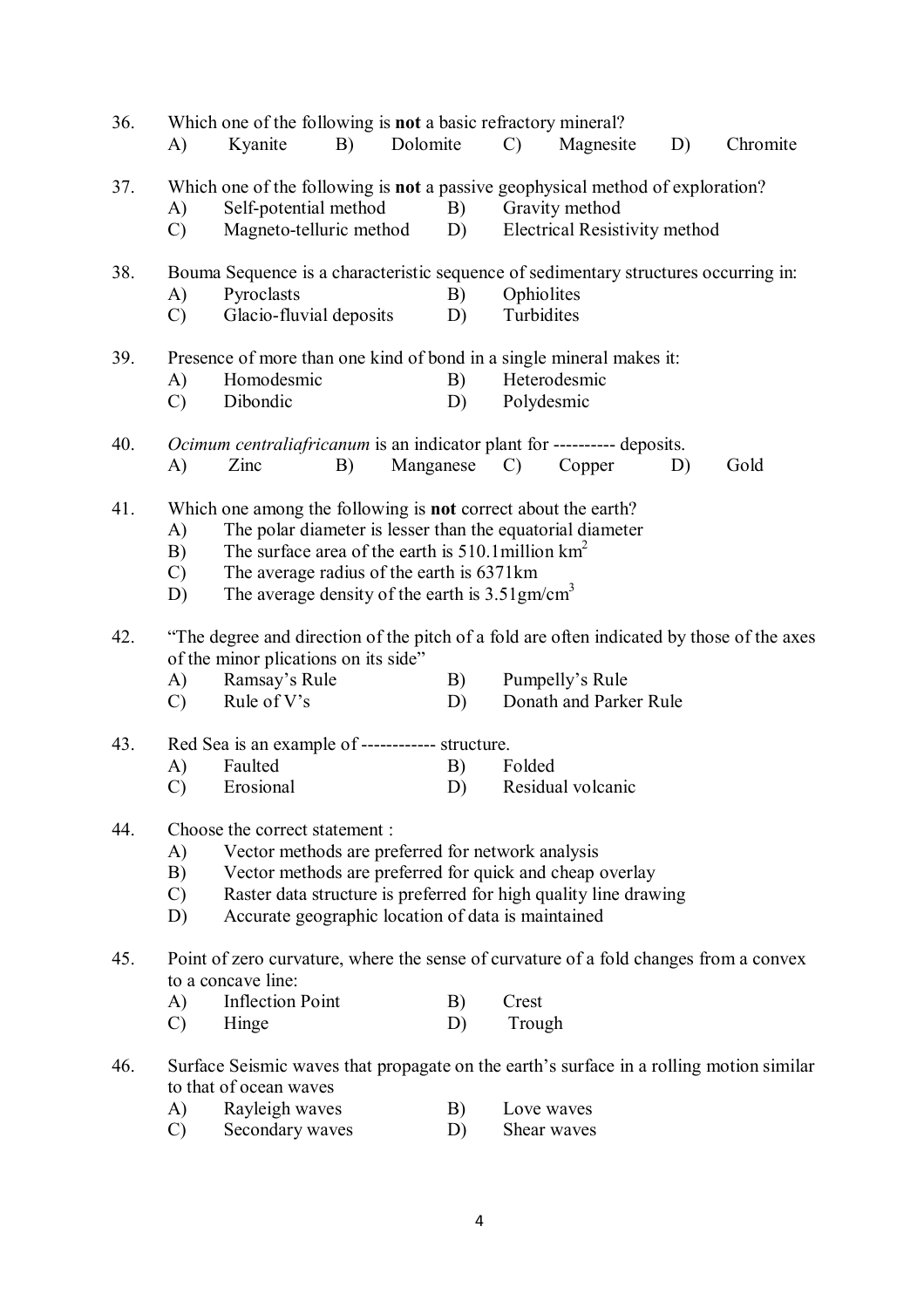36. Which one of the following is **not** a basic refractory mineral?
   A) Kyanite B) Dolomite C) Magnesite D) Chromite

37. Which one of the following is **not** a passive geophysical method of exploration?
   A) Self-potential method B) Gravity method
   C) Magneto-telluric method D) Electrical Resistivity method

38. Bouma Sequence is a characteristic sequence of sedimentary structures occurring in:
   A) Pyroclasts B) Ophiolites
   C) Glacio-fluvial deposits D) Turbidites

39. Presence of more than one kind of bond in a single mineral makes it:
   A) Homodesmic B) Heterodesmic
   C) Dibondic D) Polydesmic

40. *Ocimum centraliafricanum* is an indicator plant for ---------- deposits.
   A) Zinc B) Manganese C) Copper D) Gold

41. Which one among the following is **not** correct about the earth?
   A) The polar diameter is lesser than the equatorial diameter
   B) The surface area of the earth is 510.1million $km^2$
   C) The average radius of the earth is 6371km
   D) The average density of the earth is 3.51gm/$cm^3$

42. "The degree and direction of the pitch of a fold are often indicated by those of the axes of the minor plications on its side"
   A) Ramsay's Rule B) Pumpelly's Rule
   C) Rule of V's D) Donath and Parker Rule

43. Red Sea is an example of ------------ structure.
   A) Faulted B) Folded
   C) Erosional D) Residual volcanic

44. Choose the correct statement :
   A) Vector methods are preferred for network analysis
   B) Vector methods are preferred for quick and cheap overlay
   C) Raster data structure is preferred for high quality line drawing
   D) Accurate geographic location of data is maintained

45. Point of zero curvature, where the sense of curvature of a fold changes from a convex to a concave line:
   A) Inflection Point B) Crest
   C) Hinge D) Trough

46. Surface Seismic waves that propagate on the earth's surface in a rolling motion similar to that of ocean waves
   A) Rayleigh waves B) Love waves
   C) Secondary waves D) Shear waves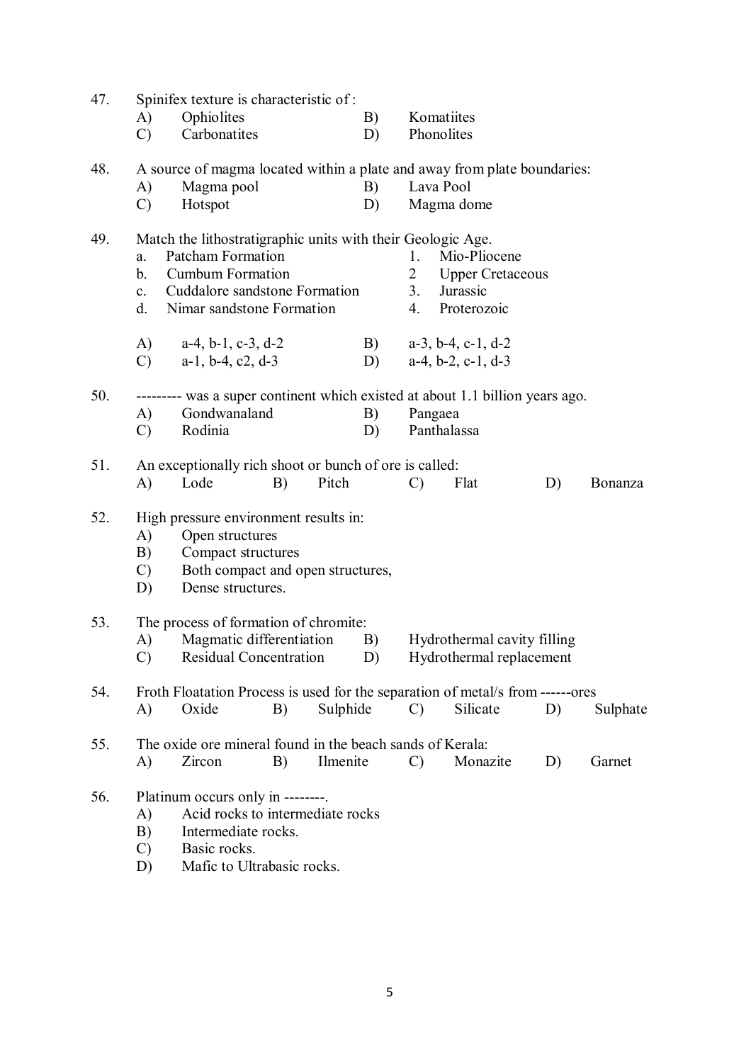47. Spinifex texture is characteristic of :

   A) Ophiolites  B) Komatiites
   C) Carbonatites  D) Phonolites

48. A source of magma located within a plate and away from plate boundaries:

   A) Magma pool  B) Lava Pool
   C) Hotspot  D) Magma dome

49. Match the lithostratigraphic units with their Geologic Age.

   a. Patcham Formation  1. Mio-Pliocene
   b. Cumbum Formation  2 Upper Cretaceous
   c. Cuddalore sandstone Formation  3. Jurassic
   d. Nimar sandstone Formation  4. Proterozoic

   A) a-4, b-1, c-3, d-2  B) a-3, b-4, c-1, d-2
   C) a-1, b-4, c2, d-3  D) a-4, b-2, c-1, d-3

50. --------- was a super continent which existed at about 1.1 billion years ago.

   A) Gondwanaland  B) Pangaea
   C) Rodinia  D) Panthalassa

51. An exceptionally rich shoot or bunch of ore is called:

   A) Lode  B) Pitch  C) Flat  D) Bonanza

52. High pressure environment results in:

   A) Open structures
   B) Compact structures
   C) Both compact and open structures,
   D) Dense structures.

53. The process of formation of chromite:

   A) Magmatic differentiation  B) Hydrothermal cavity filling
   C) Residual Concentration  D) Hydrothermal replacement

54. Froth Floatation Process is used for the separation of metal/s from ------ores

   A) Oxide  B) Sulphide  C) Silicate  D) Sulphate

55. The oxide ore mineral found in the beach sands of Kerala:

   A) Zircon  B) Ilmenite  C) Monazite  D) Garnet

56. Platinum occurs only in --------.

   A) Acid rocks to intermediate rocks
   B) Intermediate rocks.
   C) Basic rocks.
   D) Mafic to Ultrabasic rocks.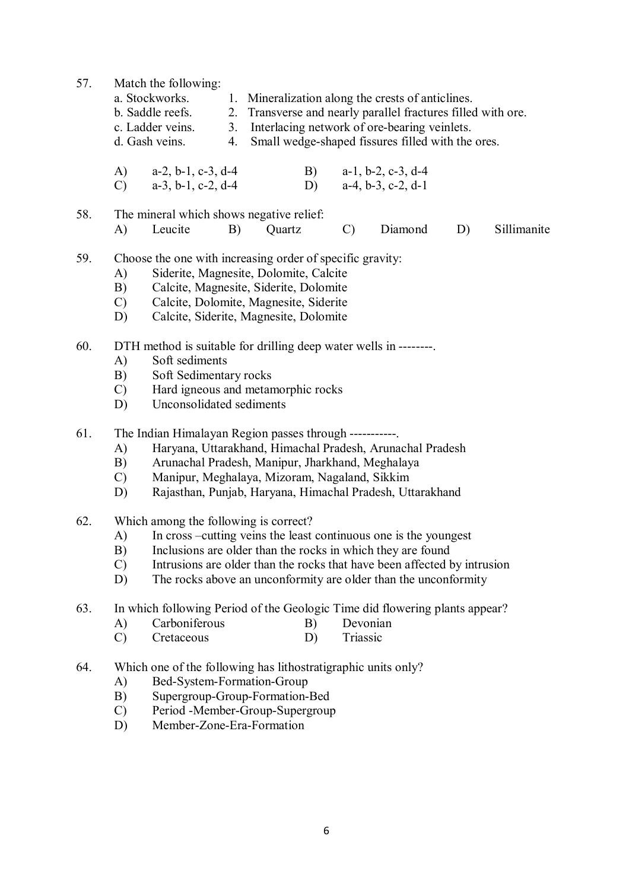57. Match the following:

a. Stockworks. 1. Mineralization along the crests of anticlines.
b. Saddle reefs. 2. Transverse and nearly parallel fractures filled with ore.
c. Ladder veins. 3. Interlacing network of ore-bearing veinlets.
d. Gash veins. 4. Small wedge-shaped fissures filled with the ores.

A) a-2, b-1, c-3, d-4 B) a-1, b-2, c-3, d-4
C) a-3, b-1, c-2, d-4 D) a-4, b-3, c-2, d-1

58. The mineral which shows negative relief:
A) Leucite B) Quartz C) Diamond D) Sillimanite

59. Choose the one with increasing order of specific gravity:
A) Siderite, Magnesite, Dolomite, Calcite
B) Calcite, Magnesite, Siderite, Dolomite
C) Calcite, Dolomite, Magnesite, Siderite
D) Calcite, Siderite, Magnesite, Dolomite

60. DTH method is suitable for drilling deep water wells in --------.
A) Soft sediments
B) Soft Sedimentary rocks
C) Hard igneous and metamorphic rocks
D) Unconsolidated sediments

61. The Indian Himalayan Region passes through -----------.
A) Haryana, Uttarakhand, Himachal Pradesh, Arunachal Pradesh
B) Arunachal Pradesh, Manipur, Jharkhand, Meghalaya
C) Manipur, Meghalaya, Mizoram, Nagaland, Sikkim
D) Rajasthan, Punjab, Haryana, Himachal Pradesh, Uttarakhand

62. Which among the following is correct?
A) In cross –cutting veins the least continuous one is the youngest
B) Inclusions are older than the rocks in which they are found
C) Intrusions are older than the rocks that have been affected by intrusion
D) The rocks above an unconformity are older than the unconformity

63. In which following Period of the Geologic Time did flowering plants appear?
A) Carboniferous B) Devonian
C) Cretaceous D) Triassic

64. Which one of the following has lithostratigraphic units only?
A) Bed-System-Formation-Group
B) Supergroup-Group-Formation-Bed
C) Period -Member-Group-Supergroup
D) Member-Zone-Era-Formation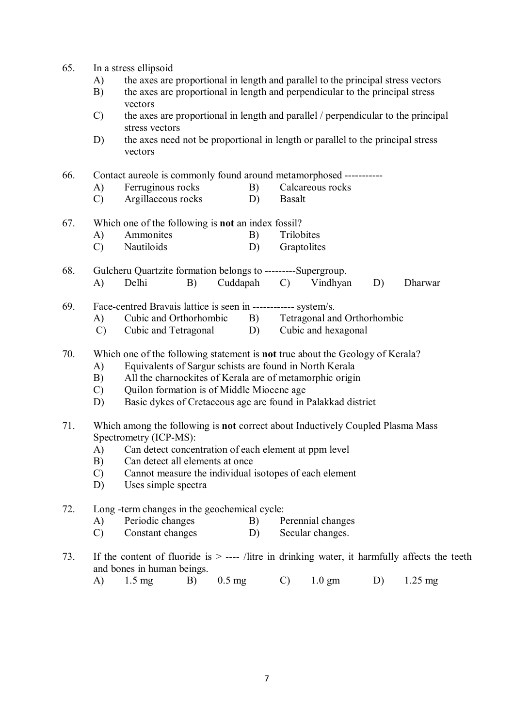65. In a stress ellipsoid
    A) the axes are proportional in length and parallel to the principal stress vectors
    B) the axes are proportional in length and perpendicular to the principal stress vectors
    C) the axes are proportional in length and parallel / perpendicular to the principal stress vectors
    D) the axes need not be proportional in length or parallel to the principal stress vectors

66. Contact aureole is commonly found around metamorphosed -----------
    A) Ferruginous rocks  B) Calcareous rocks
    C) Argillaceous rocks  D) Basalt

67. Which one of the following is **not** an index fossil?
    A) Ammonites  B) Trilobites
    C) Nautiloids  D) Graptolites

68. Gulcheru Quartzite formation belongs to ---------Supergroup.
    A) Delhi  B) Cuddapah  C) Vindhyan  D) Dharwar

69. Face-centred Bravais lattice is seen in ------------ system/s.
    A) Cubic and Orthorhombic  B) Tetragonal and Orthorhombic
    C) Cubic and Tetragonal  D) Cubic and hexagonal

70. Which one of the following statement is **not** true about the Geology of Kerala?
    A) Equivalents of Sargur schists are found in North Kerala
    B) All the charnockites of Kerala are of metamorphic origin
    C) Quilon formation is of Middle Miocene age
    D) Basic dykes of Cretaceous age are found in Palakkad district

71. Which among the following is **not** correct about Inductively Coupled Plasma Mass Spectrometry (ICP-MS):
    A) Can detect concentration of each element at ppm level
    B) Can detect all elements at once
    C) Cannot measure the individual isotopes of each element
    D) Uses simple spectra

72. Long -term changes in the geochemical cycle:
    A) Periodic changes  B) Perennial changes
    C) Constant changes  D) Secular changes.

73. If the content of fluoride is > ---- /litre in drinking water, it harmfully affects the teeth and bones in human beings.
    A) 1.5 mg  B) 0.5 mg  C) 1.0 gm  D) 1.25 mg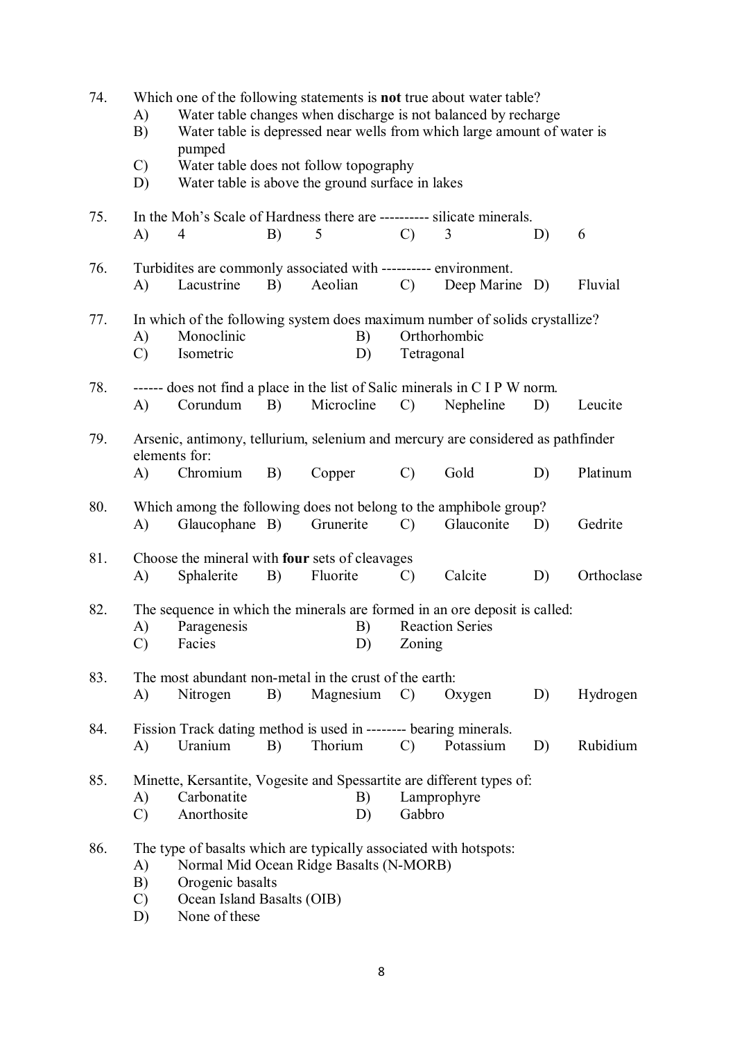74. Which one of the following statements is **not** true about water table?
   - A) Water table changes when discharge is not balanced by recharge
   - B) Water table is depressed near wells from which large amount of water is pumped
   - C) Water table does not follow topography
   - D) Water table is above the ground surface in lakes

75. In the Moh's Scale of Hardness there are ---------- silicate minerals.
   - A) 4
   - B) 5
   - C) 3
   - D) 6

76. Turbidites are commonly associated with ---------- environment.
   - A) Lacustrine
   - B) Aeolian
   - C) Deep Marine
   - D) Fluvial

77. In which of the following system does maximum number of solids crystallize?
   - A) Monoclinic
   - B) Orthorhombic
   - C) Isometric
   - D) Tetragonal

78. ------ does not find a place in the list of Salic minerals in C I P W norm.
   - A) Corundum
   - B) Microcline
   - C) Nepheline
   - D) Leucite

79. Arsenic, antimony, tellurium, selenium and mercury are considered as pathfinder elements for:
   - A) Chromium
   - B) Copper
   - C) Gold
   - D) Platinum

80. Which among the following does not belong to the amphibole group?
   - A) Glaucophane
   - B) Grunerite
   - C) Glauconite
   - D) Gedrite

81. Choose the mineral with **four** sets of cleavages
   - A) Sphalerite
   - B) Fluorite
   - C) Calcite
   - D) Orthoclase

82. The sequence in which the minerals are formed in an ore deposit is called:
   - A) Paragenesis
   - B) Reaction Series
   - C) Facies
   - D) Zoning

83. The most abundant non-metal in the crust of the earth:
   - A) Nitrogen
   - B) Magnesium
   - C) Oxygen
   - D) Hydrogen

84. Fission Track dating method is used in -------- bearing minerals.
   - A) Uranium
   - B) Thorium
   - C) Potassium
   - D) Rubidium

85. Minette, Kersantite, Vogesite and Spessartite are different types of:
   - A) Carbonatite
   - B) Lamprophyre
   - C) Anorthosite
   - D) Gabbro

86. The type of basalts which are typically associated with hotspots:
   - A) Normal Mid Ocean Ridge Basalts (N-MORB)
   - B) Orogenic basalts
   - C) Ocean Island Basalts (OIB)
   - D) None of these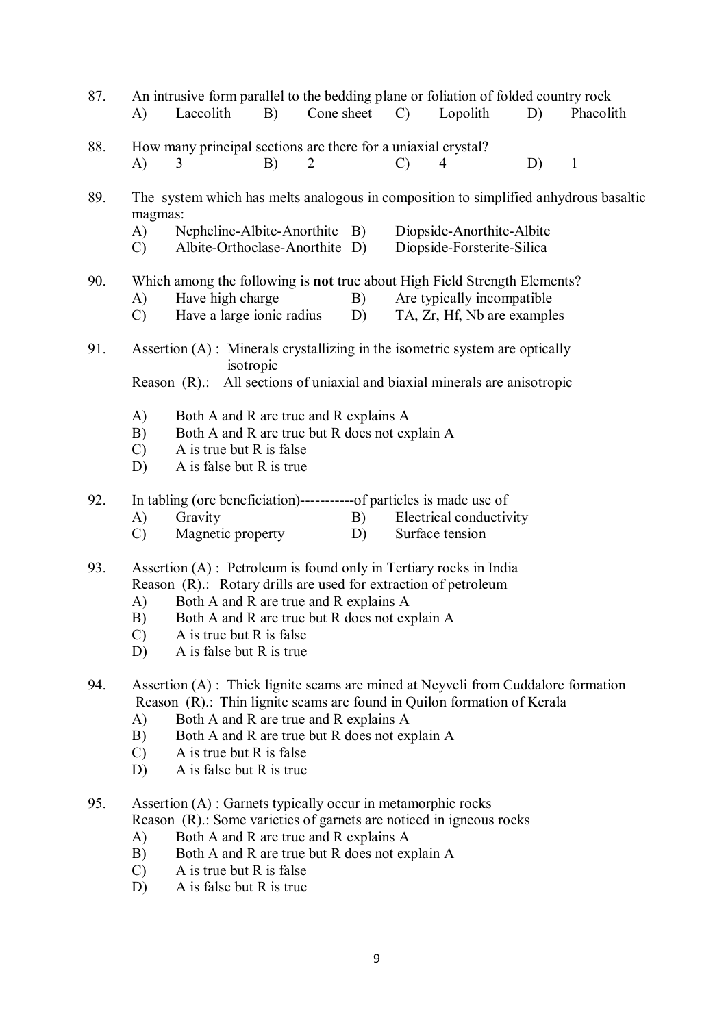87. An intrusive form parallel to the bedding plane or foliation of folded country rock

A) Laccolith B) Cone sheet C) Lopolith D) Phacolith

88. How many principal sections are there for a uniaxial crystal?

A) 3 B) 2 C) 4 D) 1

89. The system which has melts analogous in composition to simplified anhydrous basaltic magmas:

A) Nepheline-Albite-Anorthite B) Diopside-Anorthite-Albite
C) Albite-Orthoclase-Anorthite D) Diopside-Forsterite-Silica

90. Which among the following is **not** true about High Field Strength Elements?

A) Have high charge B) Are typically incompatible
C) Have a large ionic radius D) TA, Zr, Hf, Nb are examples

91. Assertion (A) : Minerals crystallizing in the isometric system are optically isotropic

Reason (R).: All sections of uniaxial and biaxial minerals are anisotropic

A) Both A and R are true and R explains A
B) Both A and R are true but R does not explain A
C) A is true but R is false
D) A is false but R is true

92. In tabling (ore beneficiation)-----------of particles is made use of

A) Gravity B) Electrical conductivity
C) Magnetic property D) Surface tension

93. Assertion (A) : Petroleum is found only in Tertiary rocks in India

Reason (R).: Rotary drills are used for extraction of petroleum

A) Both A and R are true and R explains A
B) Both A and R are true but R does not explain A
C) A is true but R is false
D) A is false but R is true

94. Assertion (A) : Thick lignite seams are mined at Neyveli from Cuddalore formation

Reason (R).: Thin lignite seams are found in Quilon formation of Kerala

A) Both A and R are true and R explains A
B) Both A and R are true but R does not explain A
C) A is true but R is false
D) A is false but R is true

95. Assertion (A) : Garnets typically occur in metamorphic rocks

Reason (R).: Some varieties of garnets are noticed in igneous rocks

A) Both A and R are true and R explains A
B) Both A and R are true but R does not explain A
C) A is true but R is false
D) A is false but R is true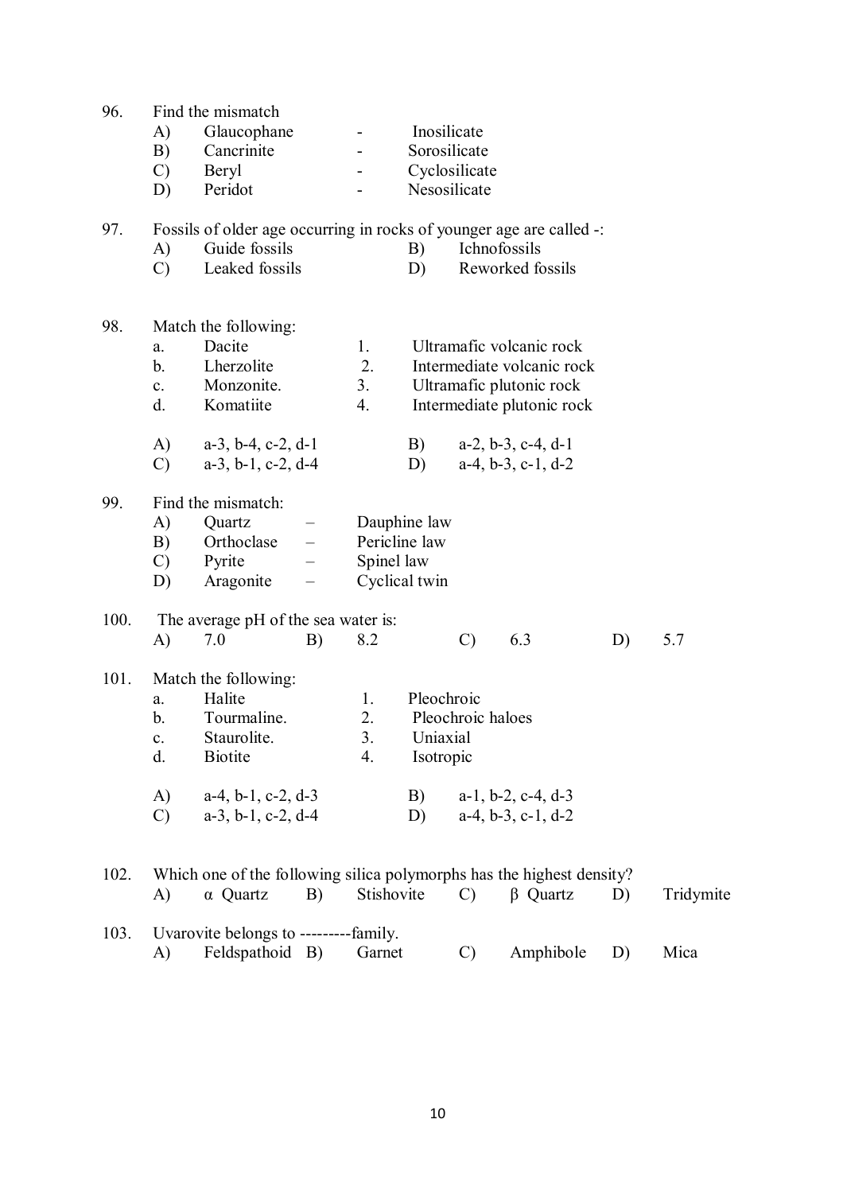96. Find the mismatch

A) Glaucophane - Inosilicate
B) Cancrinite - Sorosilicate
C) Beryl - Cyclosilicate
D) Peridot - Nesosilicate

97. Fossils of older age occurring in rocks of younger age are called -:

A) Guide fossils
B) Ichnofossils
C) Leaked fossils
D) Reworked fossils

98. Match the following:

a. Dacite — 1. Ultramafic volcanic rock
b. Lherzolite — 2. Intermediate volcanic rock
c. Monzonite. — 3. Ultramafic plutonic rock
d. Komatiite — 4. Intermediate plutonic rock

A) a-3, b-4, c-2, d-1
B) a-2, b-3, c-4, d-1
C) a-3, b-1, c-2, d-4
D) a-4, b-3, c-1, d-2

99. Find the mismatch:

A) Quartz – Dauphine law
B) Orthoclase – Pericline law
C) Pyrite – Spinel law
D) Aragonite – Cyclical twin

100. The average pH of the sea water is:

A) 7.0
B) 8.2
C) 6.3
D) 5.7

101. Match the following:

a. Halite — 1. Pleochroic
b. Tourmaline. — 2. Pleochroic haloes
c. Staurolite. — 3. Uniaxial
d. Biotite — 4. Isotropic

A) a-4, b-1, c-2, d-3
B) a-1, b-2, c-4, d-3
C) a-3, b-1, c-2, d-4
D) a-4, b-3, c-1, d-2

102. Which one of the following silica polymorphs has the highest density?

A) α Quartz
B) Stishovite
C) β Quartz
D) Tridymite

103. Uvarovite belongs to ---------family.

A) Feldspathoid
B) Garnet
C) Amphibole
D) Mica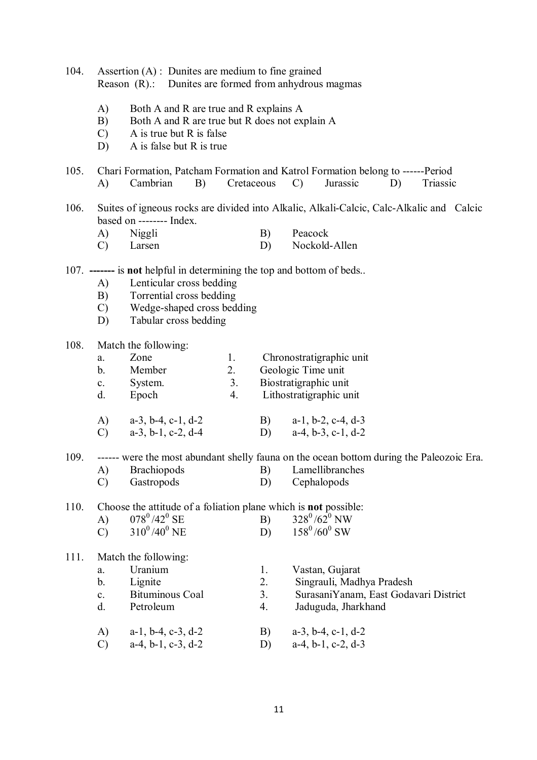104. Assertion (A) : Dunites are medium to fine grained
Reason (R).: Dunites are formed from anhydrous magmas

- A) Both A and R are true and R explains A
- B) Both A and R are true but R does not explain A
- C) A is true but R is false
- D) A is false but R is true

105. Chari Formation, Patcham Formation and Katrol Formation belong to ------Period

A) Cambrian B) Cretaceous C) Jurassic D) Triassic

106. Suites of igneous rocks are divided into Alkalic, Alkali-Calcic, Calc-Alkalic and Calcic based on -------- Index.

- A) Niggli
- B) Peacock
- C) Larsen
- D) Nockold-Allen

107. ------- is **not** helpful in determining the top and bottom of beds..

- A) Lenticular cross bedding
- B) Torrential cross bedding
- C) Wedge-shaped cross bedding
- D) Tabular cross bedding

108. Match the following:

| | | | |
|---|---|---|---|
| a. | Zone | 1. | Chronostratigraphic unit |
| b. | Member | 2. | Geologic Time unit |
| c. | System. | 3. | Biostratigraphic unit |
| d. | Epoch | 4. | Lithostratigraphic unit |

- A) a-3, b-4, c-1, d-2
- B) a-1, b-2, c-4, d-3
- C) a-3, b-1, c-2, d-4
- D) a-4, b-3, c-1, d-2

109. ------ were the most abundant shelly fauna on the ocean bottom during the Paleozoic Era.

- A) Brachiopods
- B) Lamellibranches
- C) Gastropods
- D) Cephalopods

110. Choose the attitude of a foliation plane which is **not** possible:

- A) $078^0/42^0$ SE
- B) $328^0/62^0$ NW
- C) $310^0/40^0$ NE
- D) $158^0/60^0$ SW

111. Match the following:

| | | | |
|---|---|---|---|
| a. | Uranium | 1. | Vastan, Gujarat |
| b. | Lignite | 2. | Singrauli, Madhya Pradesh |
| c. | Bituminous Coal | 3. | SurasaniYanam, East Godavari District |
| d. | Petroleum | 4. | Jaduguda, Jharkhand |

- A) a-1, b-4, c-3, d-2
- B) a-3, b-4, c-1, d-2
- C) a-4, b-1, c-3, d-2
- D) a-4, b-1, c-2, d-3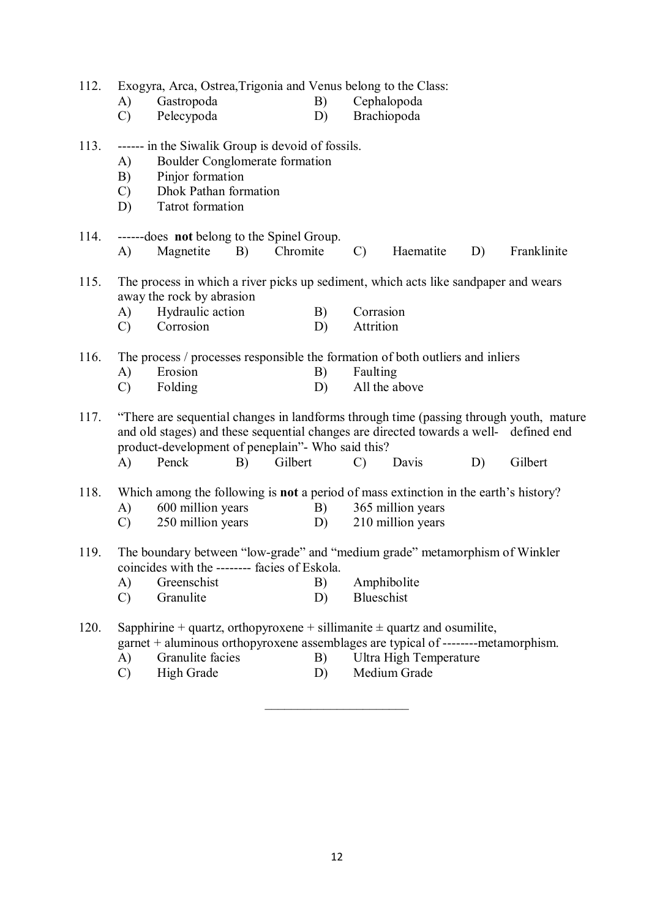112. Exogyra, Arca, Ostrea,Trigonia and Venus belong to the Class:

A) Gastropoda B) Cephalopoda
C) Pelecypoda D) Brachiopoda

113. ------ in the Siwalik Group is devoid of fossils.

A) Boulder Conglomerate formation
B) Pinjor formation
C) Dhok Pathan formation
D) Tatrot formation

114. ------does **not** belong to the Spinel Group.

A) Magnetite B) Chromite C) Haematite D) Franklinite

115. The process in which a river picks up sediment, which acts like sandpaper and wears away the rock by abrasion

A) Hydraulic action B) Corrasion
C) Corrosion D) Attrition

116. The process / processes responsible the formation of both outliers and inliers

A) Erosion B) Faulting
C) Folding D) All the above

117. "There are sequential changes in landforms through time (passing through youth, mature and old stages) and these sequential changes are directed towards a well- defined end product-development of peneplain"- Who said this?

A) Penck B) Gilbert C) Davis D) Gilbert

118. Which among the following is **not** a period of mass extinction in the earth's history?

A) 600 million years B) 365 million years
C) 250 million years D) 210 million years

119. The boundary between "low-grade" and "medium grade" metamorphism of Winkler coincides with the -------- facies of Eskola.

A) Greenschist B) Amphibolite
C) Granulite D) Blueschist

120. Sapphirine + quartz, orthopyroxene + sillimanite ± quartz and osumilite, garnet + aluminous orthopyroxene assemblages are typical of --------metamorphism.

A) Granulite facies B) Ultra High Temperature
C) High Grade D) Medium Grade